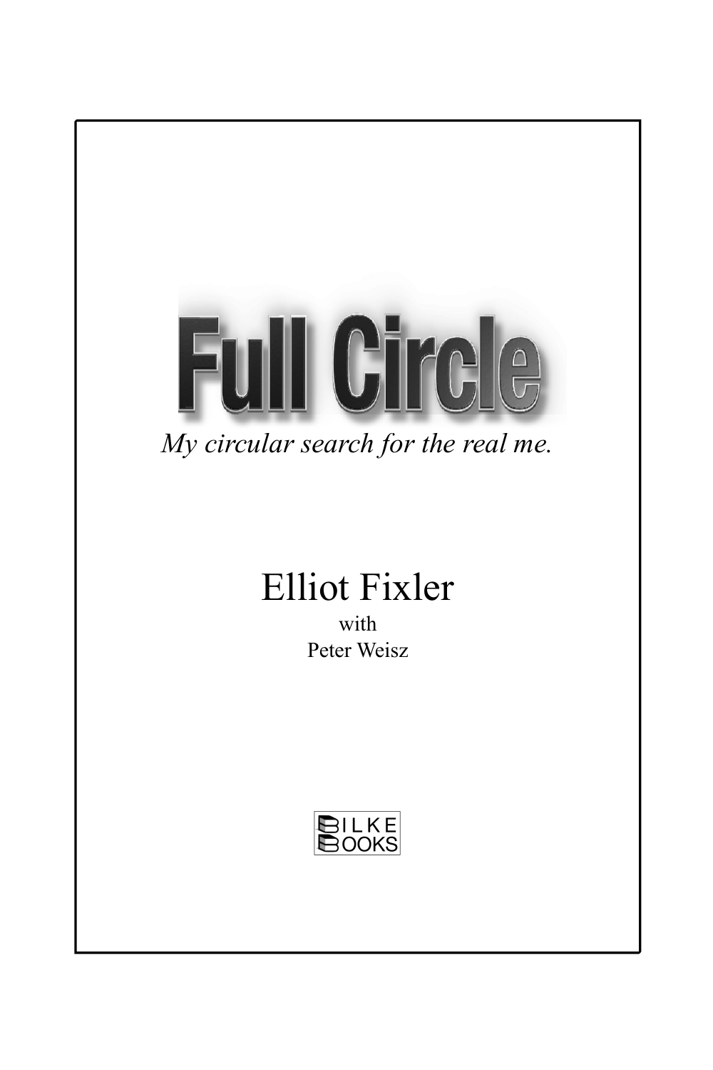# Full Circle

*My circular search for the real me.*

Elliot Fixler

with

Peter Weisz

BILKE BOOKS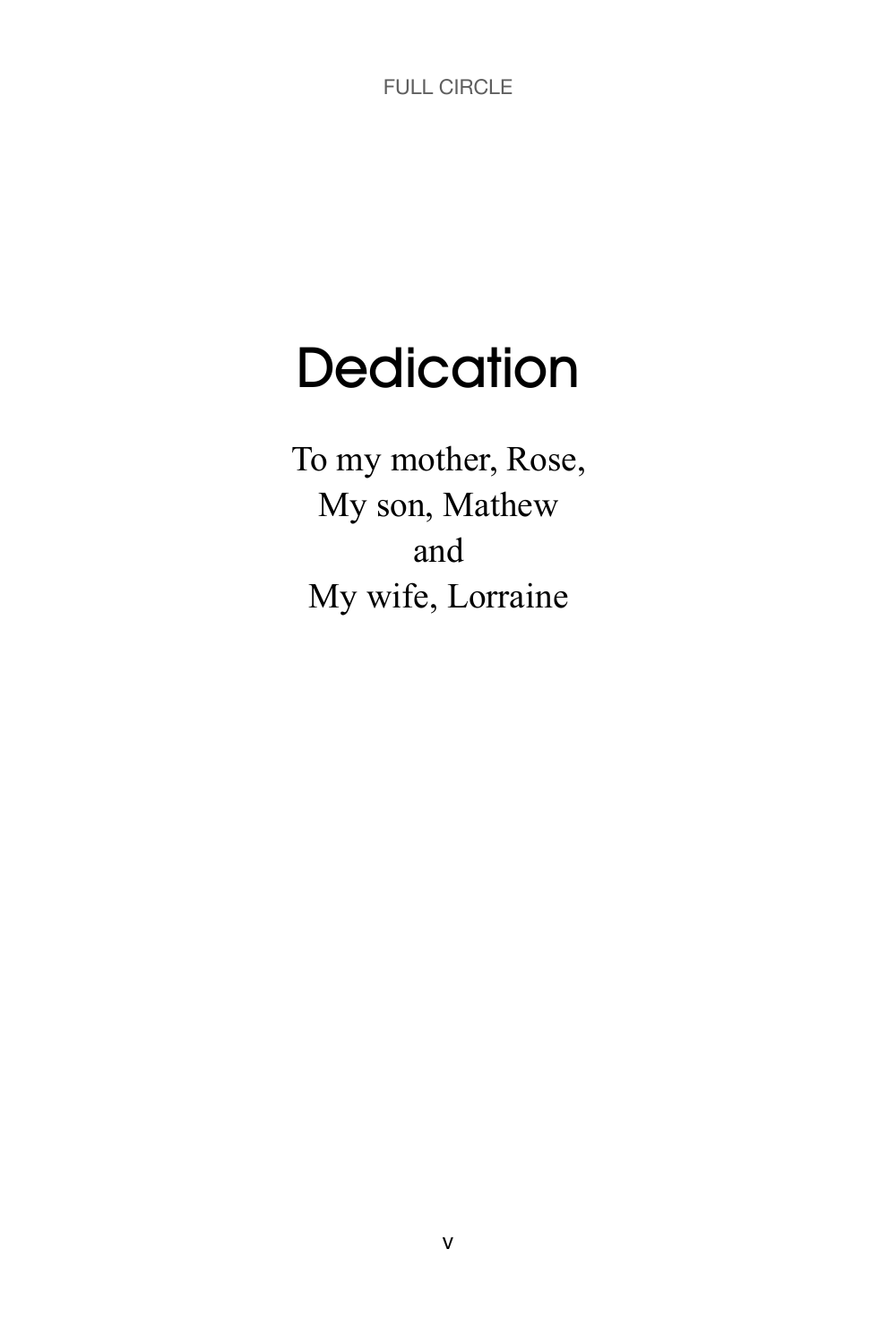# Dedication

To my mother, Rose,
My son, Mathew
and
My wife, Lorraine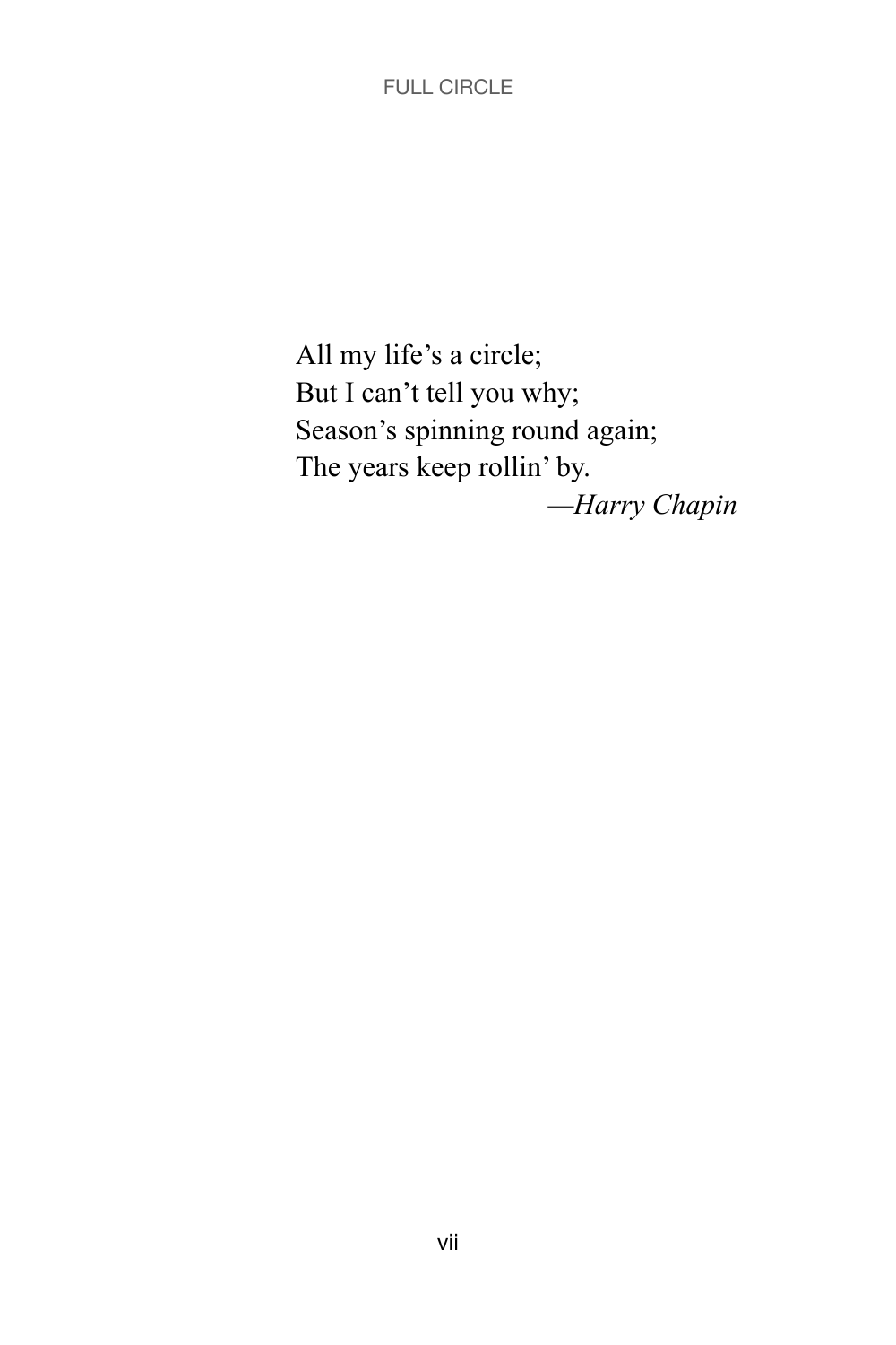All my life's a circle;
But I can't tell you why;
Season's spinning round again;
The years keep rollin' by.

—*Harry Chapin*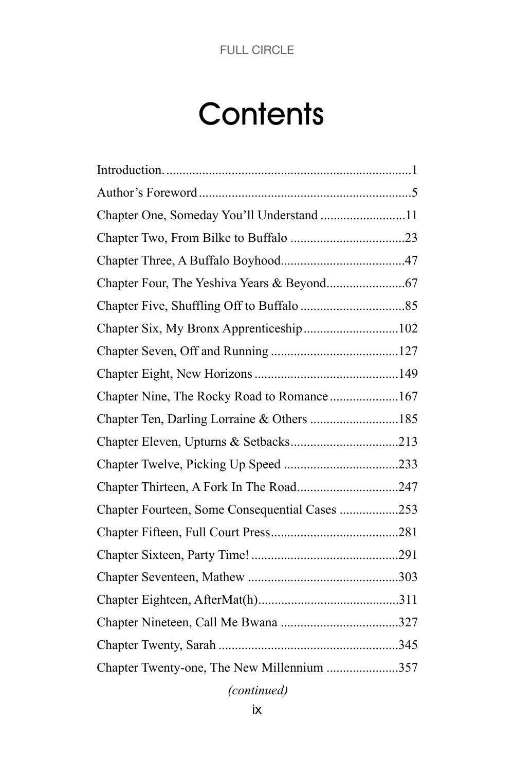# Contents

Introduction. ........................................................................1

Author's Foreword ..................................................................5

Chapter One, Someday You'll Understand ..........................11

Chapter Two, From Bilke to Buffalo ...................................23

Chapter Three, A Buffalo Boyhood......................................47

Chapter Four, The Yeshiva Years & Beyond........................67

Chapter Five, Shuffling Off to Buffalo ................................85

Chapter Six, My Bronx Apprenticeship.............................102

Chapter Seven, Off and Running .......................................127

Chapter Eight, New Horizons ............................................149

Chapter Nine, The Rocky Road to Romance .....................167

Chapter Ten, Darling Lorraine & Others ...........................185

Chapter Eleven, Upturns & Setbacks.................................213

Chapter Twelve, Picking Up Speed ...................................233

Chapter Thirteen, A Fork In The Road...............................247

Chapter Fourteen, Some Consequential Cases ..................253

Chapter Fifteen, Full Court Press.......................................281

Chapter Sixteen, Party Time! .............................................291

Chapter Seventeen, Mathew ..............................................303

Chapter Eighteen, AfterMat(h)...........................................311

Chapter Nineteen, Call Me Bwana ....................................327

Chapter Twenty, Sarah .......................................................345

Chapter Twenty-one, The New Millennium ......................357

*(continued)*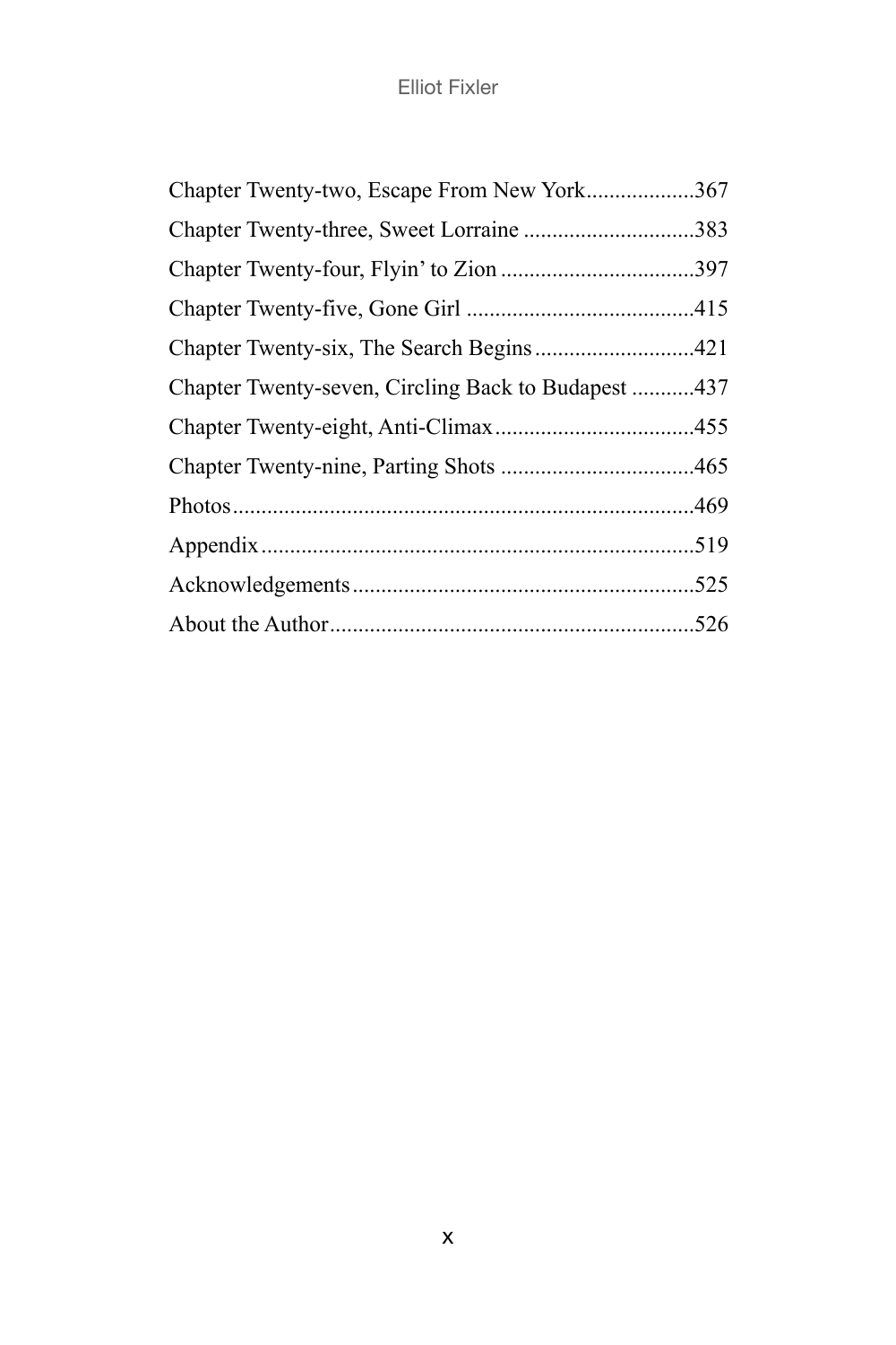Chapter Twenty-two, Escape From New York...................367

Chapter Twenty-three, Sweet Lorraine ..............................383

Chapter Twenty-four, Flyin' to Zion ..................................397

Chapter Twenty-five, Gone Girl ........................................415

Chapter Twenty-six, The Search Begins ............................421

Chapter Twenty-seven, Circling Back to Budapest ...........437

Chapter Twenty-eight, Anti-Climax...................................455

Chapter Twenty-nine, Parting Shots ..................................465

Photos.................................................................................469

Appendix............................................................................519

Acknowledgements............................................................525

About the Author................................................................526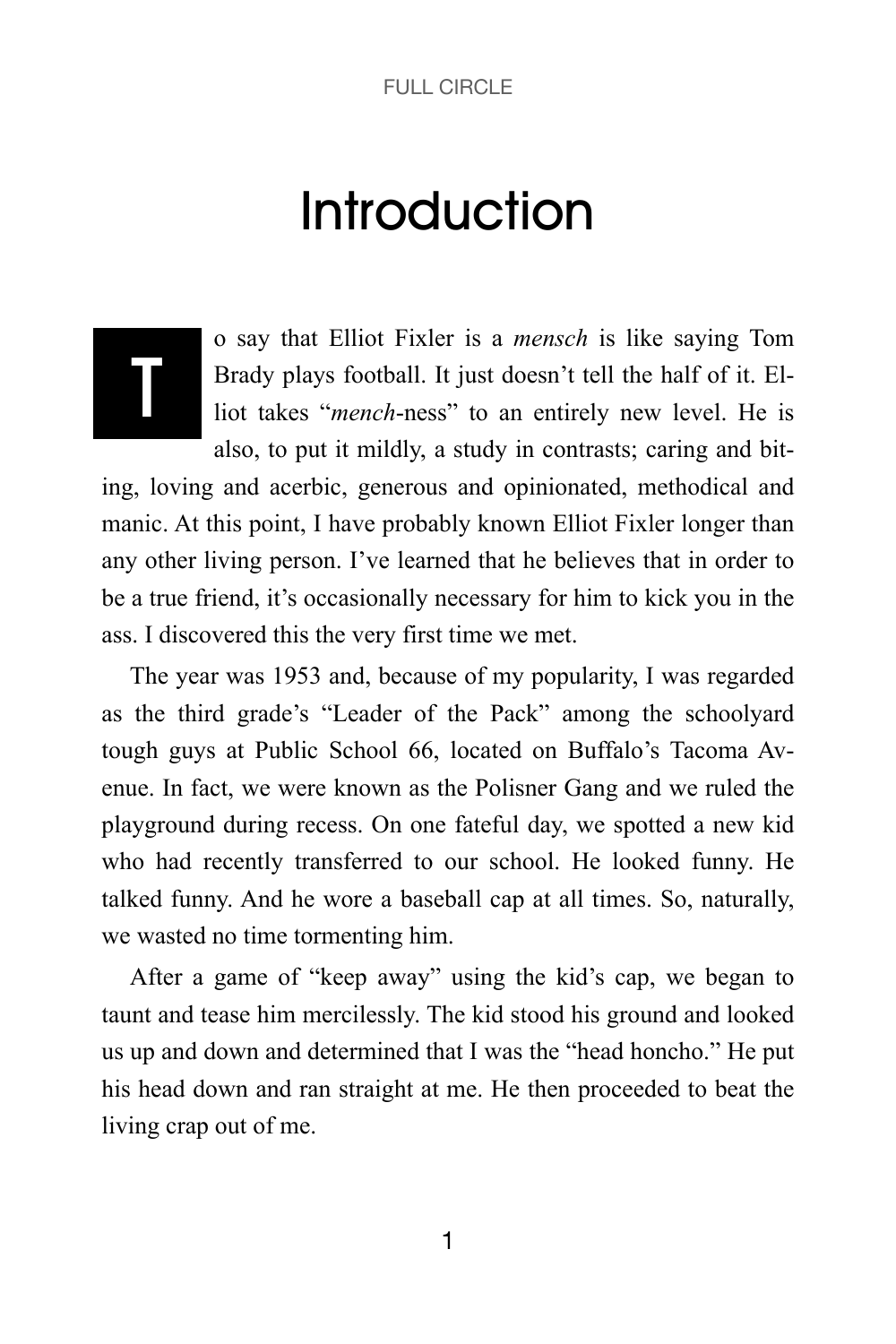# Introduction

To say that Elliot Fixler is a *mensch* is like saying Tom Brady plays football. It just doesn't tell the half of it. Elliot takes "*mench*-ness" to an entirely new level. He is also, to put it mildly, a study in contrasts; caring and biting, loving and acerbic, generous and opinionated, methodical and manic. At this point, I have probably known Elliot Fixler longer than any other living person. I've learned that he believes that in order to be a true friend, it's occasionally necessary for him to kick you in the ass. I discovered this the very first time we met.

The year was 1953 and, because of my popularity, I was regarded as the third grade's "Leader of the Pack" among the schoolyard tough guys at Public School 66, located on Buffalo's Tacoma Avenue. In fact, we were known as the Polisner Gang and we ruled the playground during recess. On one fateful day, we spotted a new kid who had recently transferred to our school. He looked funny. He talked funny. And he wore a baseball cap at all times. So, naturally, we wasted no time tormenting him.

After a game of "keep away" using the kid's cap, we began to taunt and tease him mercilessly. The kid stood his ground and looked us up and down and determined that I was the "head honcho." He put his head down and ran straight at me. He then proceeded to beat the living crap out of me.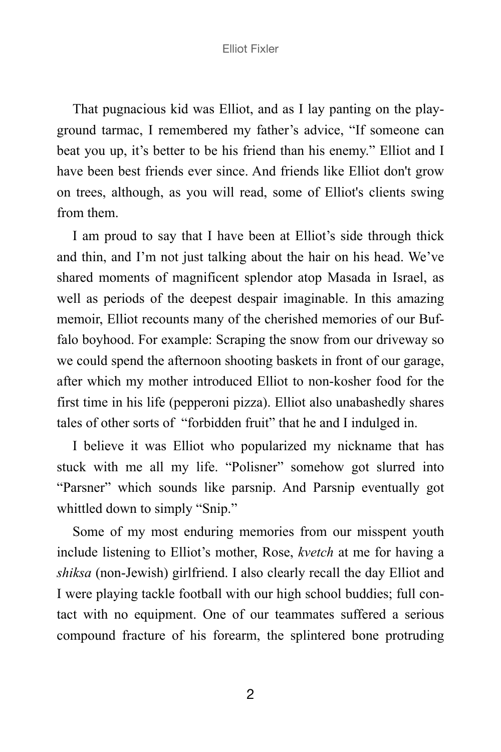That pugnacious kid was Elliot, and as I lay panting on the playground tarmac, I remembered my father's advice, "If someone can beat you up, it's better to be his friend than his enemy." Elliot and I have been best friends ever since. And friends like Elliot don't grow on trees, although, as you will read, some of Elliot's clients swing from them.

I am proud to say that I have been at Elliot's side through thick and thin, and I'm not just talking about the hair on his head. We've shared moments of magnificent splendor atop Masada in Israel, as well as periods of the deepest despair imaginable. In this amazing memoir, Elliot recounts many of the cherished memories of our Buffalo boyhood. For example: Scraping the snow from our driveway so we could spend the afternoon shooting baskets in front of our garage, after which my mother introduced Elliot to non-kosher food for the first time in his life (pepperoni pizza). Elliot also unabashedly shares tales of other sorts of "forbidden fruit" that he and I indulged in.

I believe it was Elliot who popularized my nickname that has stuck with me all my life. "Polisner" somehow got slurred into "Parsner" which sounds like parsnip. And Parsnip eventually got whittled down to simply "Snip."

Some of my most enduring memories from our misspent youth include listening to Elliot's mother, Rose, *kvetch* at me for having a *shiksa* (non-Jewish) girlfriend. I also clearly recall the day Elliot and I were playing tackle football with our high school buddies; full contact with no equipment. One of our teammates suffered a serious compound fracture of his forearm, the splintered bone protruding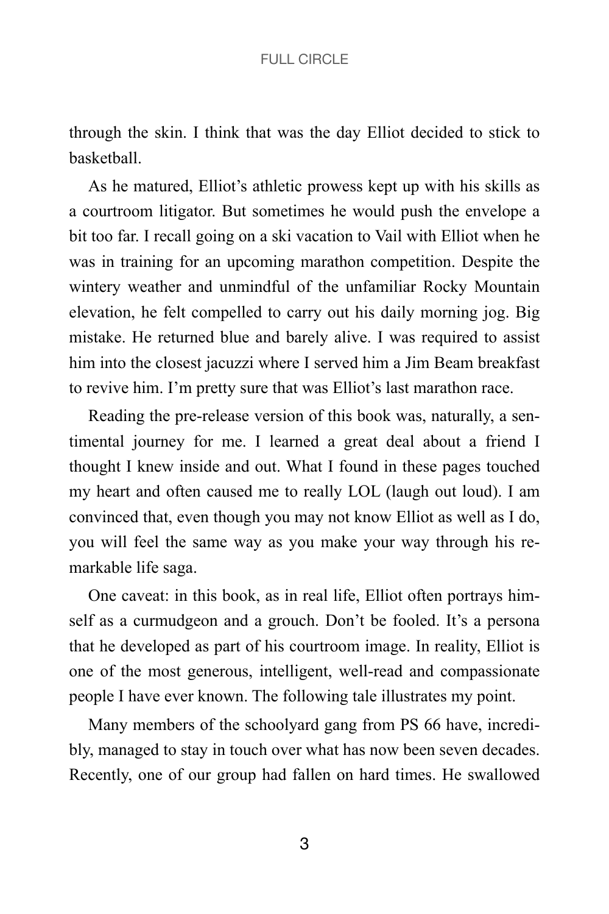through the skin. I think that was the day Elliot decided to stick to basketball.

As he matured, Elliot's athletic prowess kept up with his skills as a courtroom litigator. But sometimes he would push the envelope a bit too far. I recall going on a ski vacation to Vail with Elliot when he was in training for an upcoming marathon competition. Despite the wintery weather and unmindful of the unfamiliar Rocky Mountain elevation, he felt compelled to carry out his daily morning jog. Big mistake. He returned blue and barely alive. I was required to assist him into the closest jacuzzi where I served him a Jim Beam breakfast to revive him. I'm pretty sure that was Elliot's last marathon race.

Reading the pre-release version of this book was, naturally, a sentimental journey for me. I learned a great deal about a friend I thought I knew inside and out. What I found in these pages touched my heart and often caused me to really LOL (laugh out loud). I am convinced that, even though you may not know Elliot as well as I do, you will feel the same way as you make your way through his remarkable life saga.

One caveat: in this book, as in real life, Elliot often portrays himself as a curmudgeon and a grouch. Don't be fooled. It's a persona that he developed as part of his courtroom image. In reality, Elliot is one of the most generous, intelligent, well-read and compassionate people I have ever known. The following tale illustrates my point.

Many members of the schoolyard gang from PS 66 have, incredibly, managed to stay in touch over what has now been seven decades. Recently, one of our group had fallen on hard times. He swallowed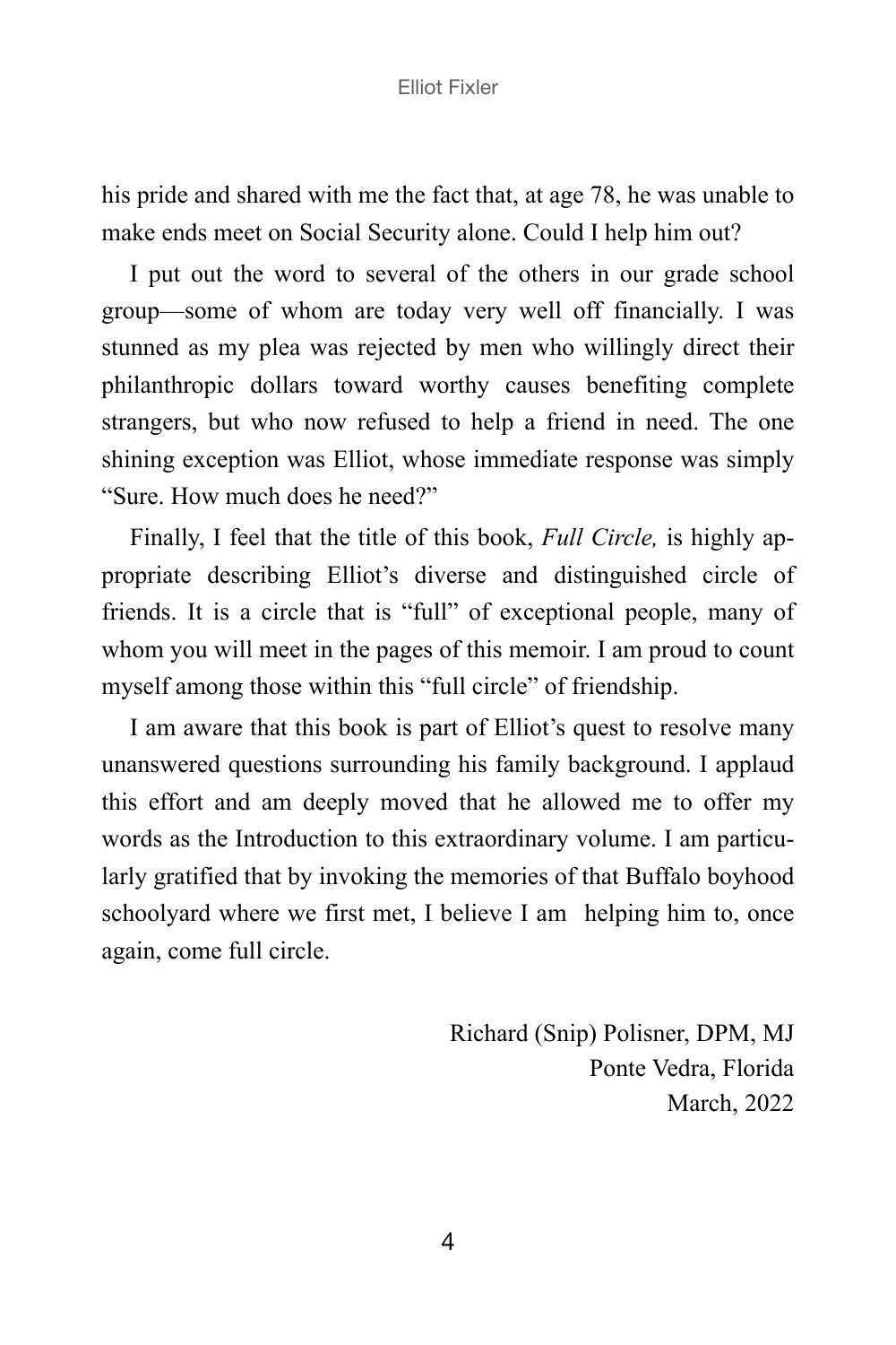his pride and shared with me the fact that, at age 78, he was unable to make ends meet on Social Security alone. Could I help him out?

I put out the word to several of the others in our grade school group—some of whom are today very well off financially. I was stunned as my plea was rejected by men who willingly direct their philanthropic dollars toward worthy causes benefiting complete strangers, but who now refused to help a friend in need. The one shining exception was Elliot, whose immediate response was simply "Sure. How much does he need?"

Finally, I feel that the title of this book, *Full Circle,* is highly appropriate describing Elliot's diverse and distinguished circle of friends. It is a circle that is "full" of exceptional people, many of whom you will meet in the pages of this memoir. I am proud to count myself among those within this "full circle" of friendship.

I am aware that this book is part of Elliot's quest to resolve many unanswered questions surrounding his family background. I applaud this effort and am deeply moved that he allowed me to offer my words as the Introduction to this extraordinary volume. I am particularly gratified that by invoking the memories of that Buffalo boyhood schoolyard where we first met, I believe I am helping him to, once again, come full circle.

Richard (Snip) Polisner, DPM, MJ
Ponte Vedra, Florida
March, 2022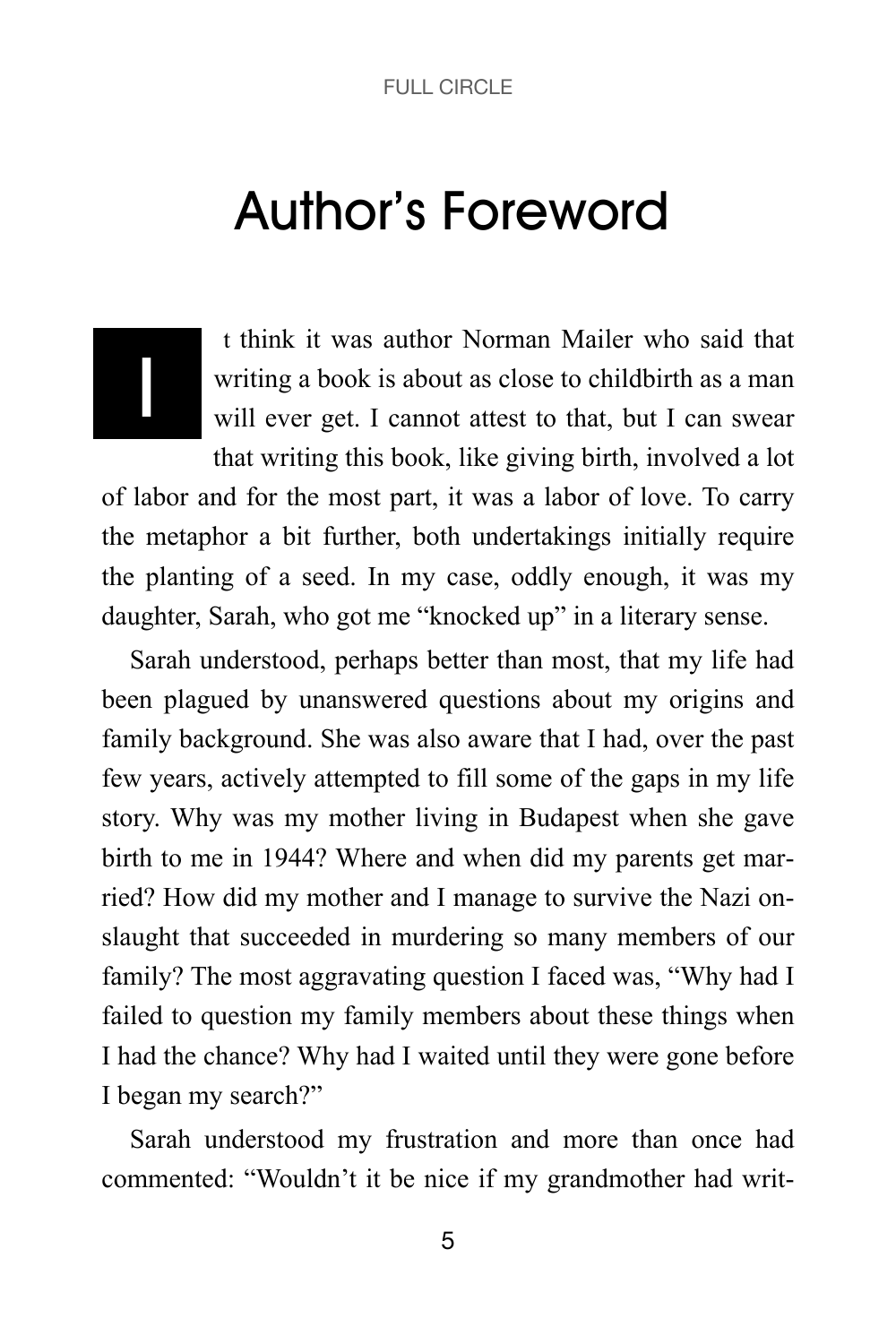# Author's Foreword

It think it was author Norman Mailer who said that writing a book is about as close to childbirth as a man will ever get. I cannot attest to that, but I can swear that writing this book, like giving birth, involved a lot of labor and for the most part, it was a labor of love. To carry the metaphor a bit further, both undertakings initially require the planting of a seed. In my case, oddly enough, it was my daughter, Sarah, who got me "knocked up" in a literary sense.

Sarah understood, perhaps better than most, that my life had been plagued by unanswered questions about my origins and family background. She was also aware that I had, over the past few years, actively attempted to fill some of the gaps in my life story. Why was my mother living in Budapest when she gave birth to me in 1944? Where and when did my parents get married? How did my mother and I manage to survive the Nazi onslaught that succeeded in murdering so many members of our family? The most aggravating question I faced was, "Why had I failed to question my family members about these things when I had the chance? Why had I waited until they were gone before I began my search?"

Sarah understood my frustration and more than once had commented: "Wouldn't it be nice if my grandmother had writ-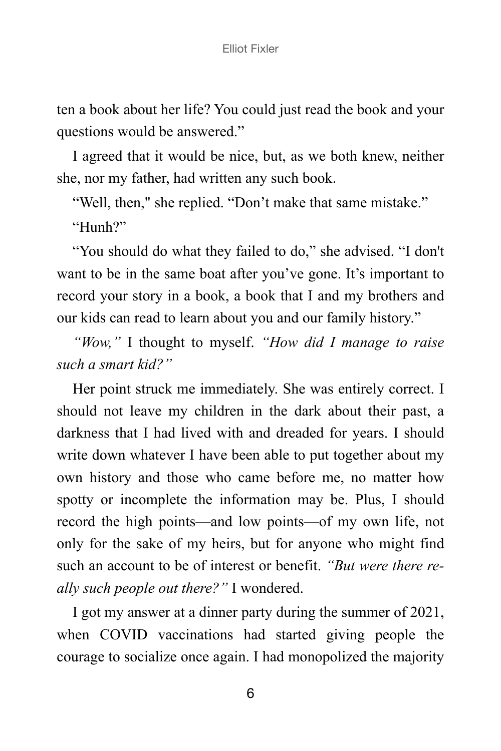ten a book about her life? You could just read the book and your questions would be answered."

I agreed that it would be nice, but, as we both knew, neither she, nor my father, had written any such book.

"Well, then," she replied. "Don't make that same mistake."

"Hunh?"

"You should do what they failed to do," she advised. "I don't want to be in the same boat after you've gone. It's important to record your story in a book, a book that I and my brothers and our kids can read to learn about you and our family history."

*"Wow,"* I thought to myself. *"How did I manage to raise such a smart kid?"*

Her point struck me immediately. She was entirely correct. I should not leave my children in the dark about their past, a darkness that I had lived with and dreaded for years. I should write down whatever I have been able to put together about my own history and those who came before me, no matter how spotty or incomplete the information may be. Plus, I should record the high points—and low points—of my own life, not only for the sake of my heirs, but for anyone who might find such an account to be of interest or benefit. *"But were there really such people out there?"* I wondered.

I got my answer at a dinner party during the summer of 2021, when COVID vaccinations had started giving people the courage to socialize once again. I had monopolized the majority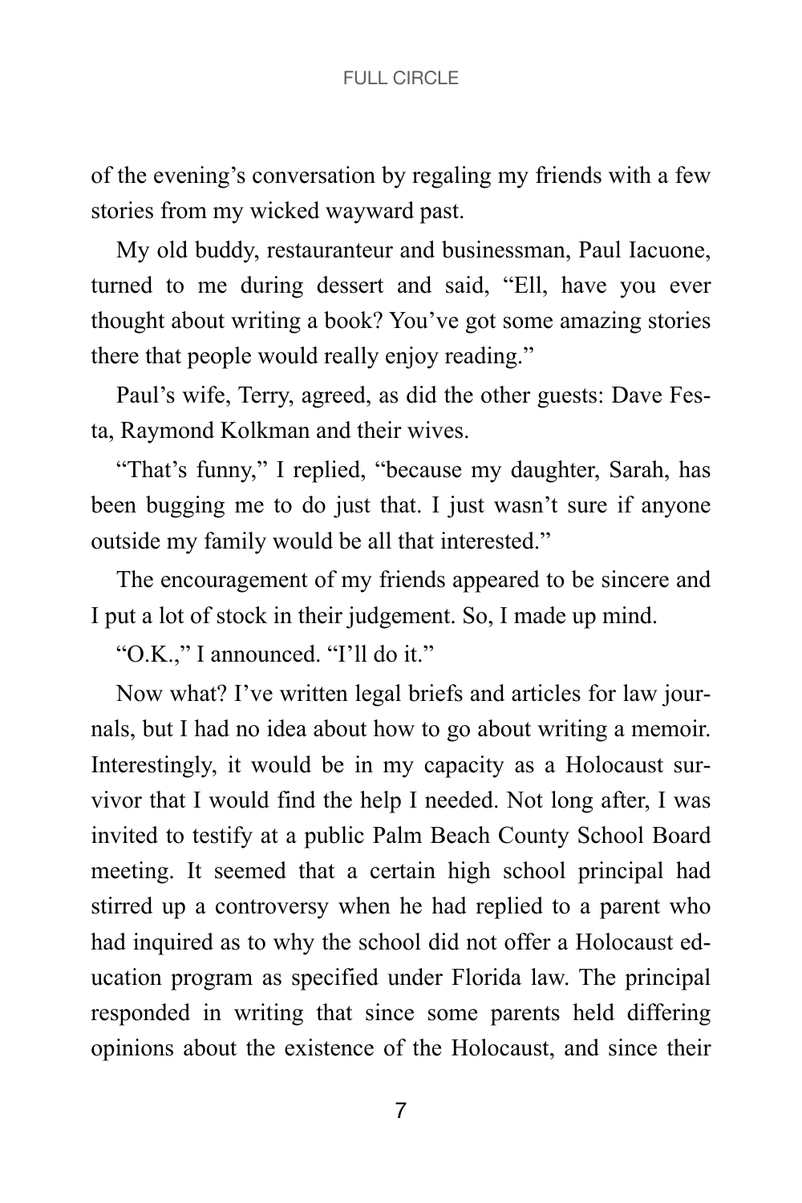of the evening's conversation by regaling my friends with a few stories from my wicked wayward past.

My old buddy, restauranteur and businessman, Paul Iacuone, turned to me during dessert and said, "Ell, have you ever thought about writing a book? You've got some amazing stories there that people would really enjoy reading."

Paul's wife, Terry, agreed, as did the other guests: Dave Festa, Raymond Kolkman and their wives.

"That's funny," I replied, "because my daughter, Sarah, has been bugging me to do just that. I just wasn't sure if anyone outside my family would be all that interested."

The encouragement of my friends appeared to be sincere and I put a lot of stock in their judgement. So, I made up mind.

"O.K.," I announced. "I'll do it."

Now what? I've written legal briefs and articles for law journals, but I had no idea about how to go about writing a memoir. Interestingly, it would be in my capacity as a Holocaust survivor that I would find the help I needed. Not long after, I was invited to testify at a public Palm Beach County School Board meeting. It seemed that a certain high school principal had stirred up a controversy when he had replied to a parent who had inquired as to why the school did not offer a Holocaust education program as specified under Florida law. The principal responded in writing that since some parents held differing opinions about the existence of the Holocaust, and since their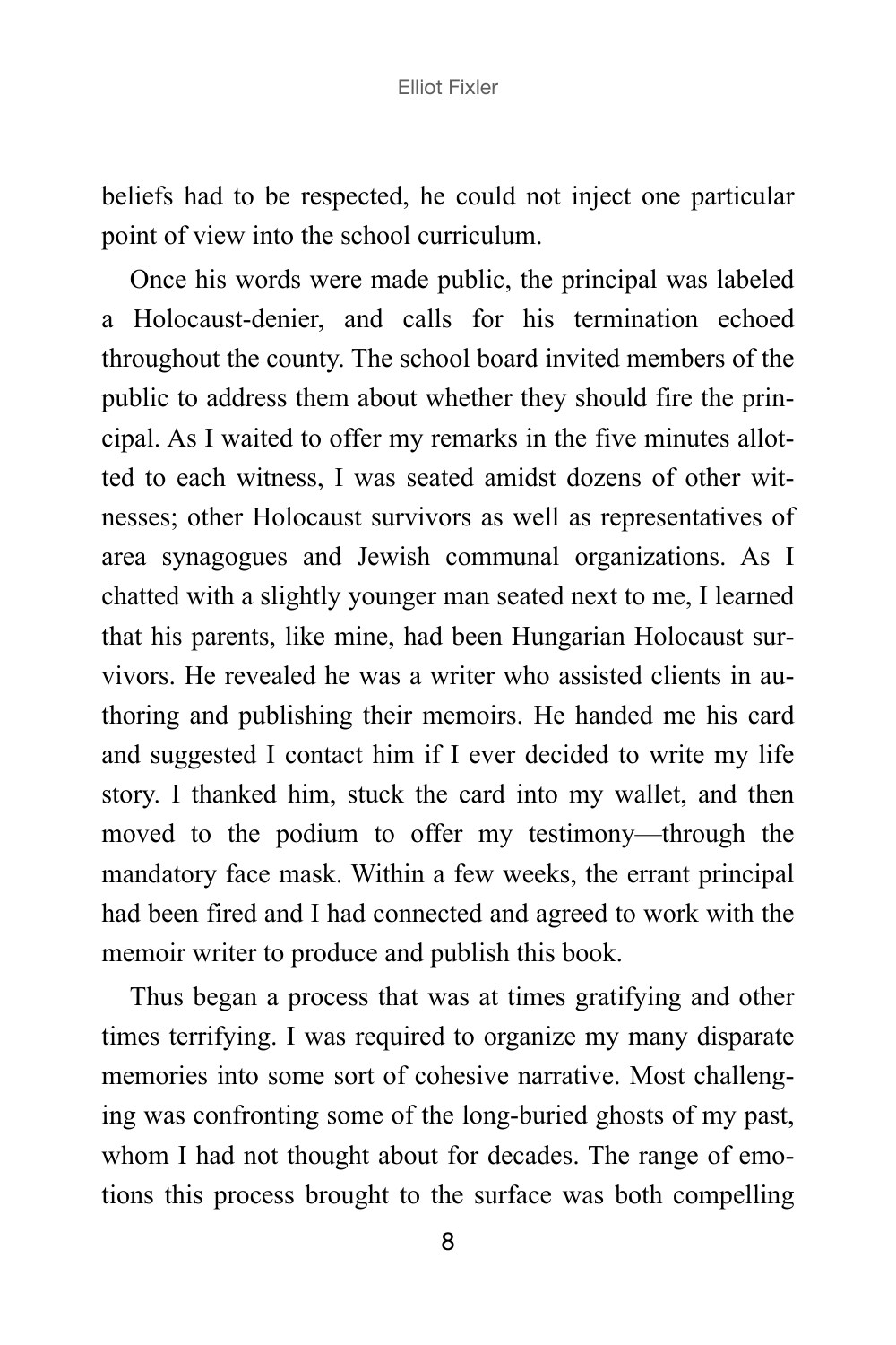beliefs had to be respected, he could not inject one particular point of view into the school curriculum.

Once his words were made public, the principal was labeled a Holocaust-denier, and calls for his termination echoed throughout the county. The school board invited members of the public to address them about whether they should fire the principal. As I waited to offer my remarks in the five minutes allotted to each witness, I was seated amidst dozens of other witnesses; other Holocaust survivors as well as representatives of area synagogues and Jewish communal organizations. As I chatted with a slightly younger man seated next to me, I learned that his parents, like mine, had been Hungarian Holocaust survivors. He revealed he was a writer who assisted clients in authoring and publishing their memoirs. He handed me his card and suggested I contact him if I ever decided to write my life story. I thanked him, stuck the card into my wallet, and then moved to the podium to offer my testimony—through the mandatory face mask. Within a few weeks, the errant principal had been fired and I had connected and agreed to work with the memoir writer to produce and publish this book.

Thus began a process that was at times gratifying and other times terrifying. I was required to organize my many disparate memories into some sort of cohesive narrative. Most challenging was confronting some of the long-buried ghosts of my past, whom I had not thought about for decades. The range of emotions this process brought to the surface was both compelling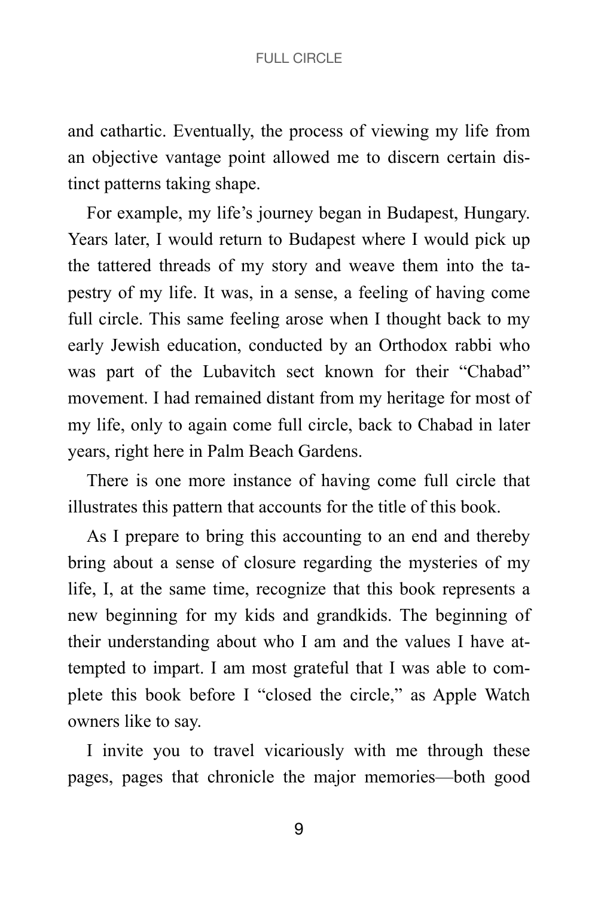and cathartic. Eventually, the process of viewing my life from an objective vantage point allowed me to discern certain distinct patterns taking shape.

For example, my life's journey began in Budapest, Hungary. Years later, I would return to Budapest where I would pick up the tattered threads of my story and weave them into the tapestry of my life. It was, in a sense, a feeling of having come full circle. This same feeling arose when I thought back to my early Jewish education, conducted by an Orthodox rabbi who was part of the Lubavitch sect known for their "Chabad" movement. I had remained distant from my heritage for most of my life, only to again come full circle, back to Chabad in later years, right here in Palm Beach Gardens.

There is one more instance of having come full circle that illustrates this pattern that accounts for the title of this book.

As I prepare to bring this accounting to an end and thereby bring about a sense of closure regarding the mysteries of my life, I, at the same time, recognize that this book represents a new beginning for my kids and grandkids. The beginning of their understanding about who I am and the values I have attempted to impart. I am most grateful that I was able to complete this book before I "closed the circle," as Apple Watch owners like to say.

I invite you to travel vicariously with me through these pages, pages that chronicle the major memories—both good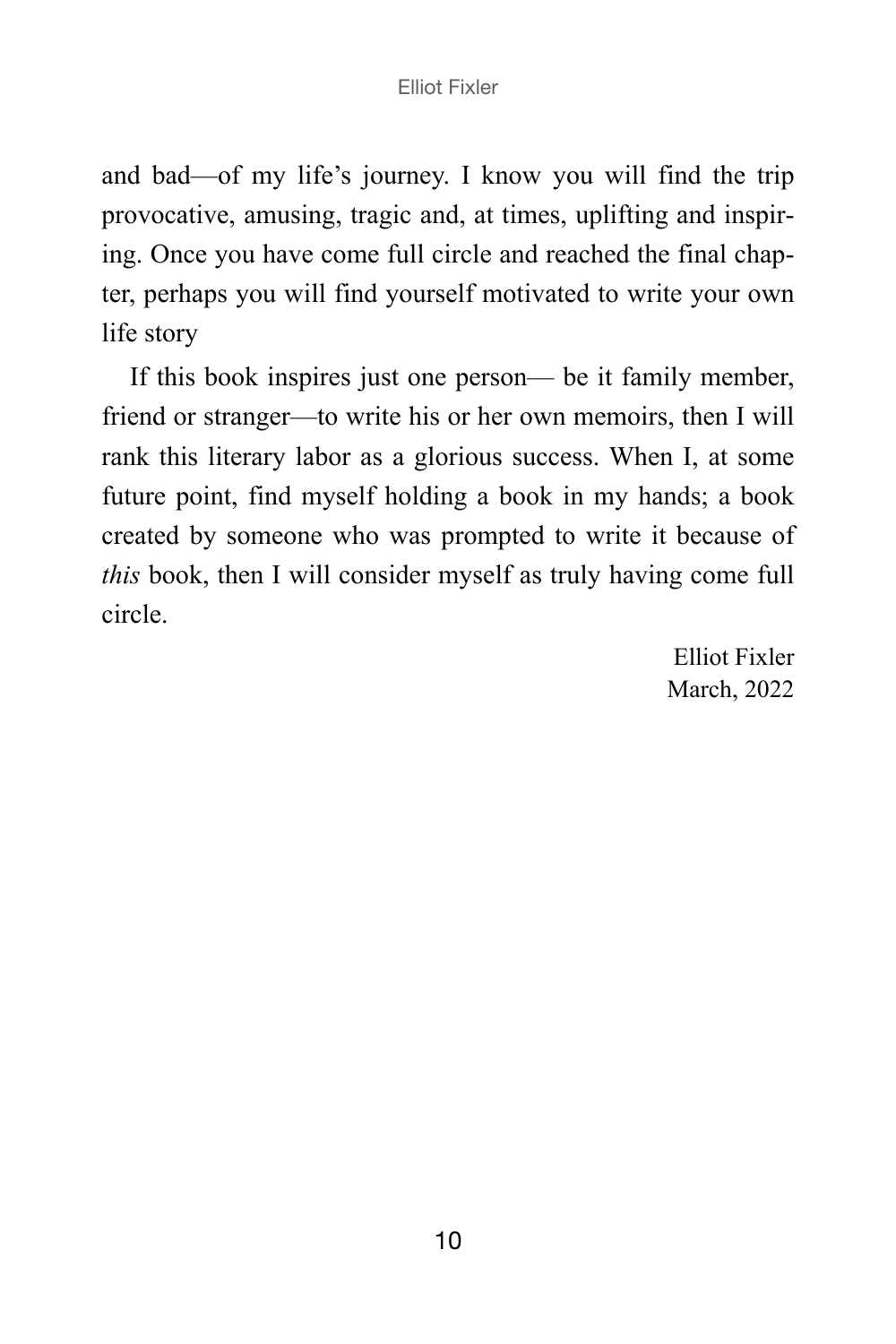and bad—of my life's journey. I know you will find the trip provocative, amusing, tragic and, at times, uplifting and inspiring. Once you have come full circle and reached the final chapter, perhaps you will find yourself motivated to write your own life story

If this book inspires just one person— be it family member, friend or stranger—to write his or her own memoirs, then I will rank this literary labor as a glorious success. When I, at some future point, find myself holding a book in my hands; a book created by someone who was prompted to write it because of *this* book, then I will consider myself as truly having come full circle.

Elliot Fixler
March, 2022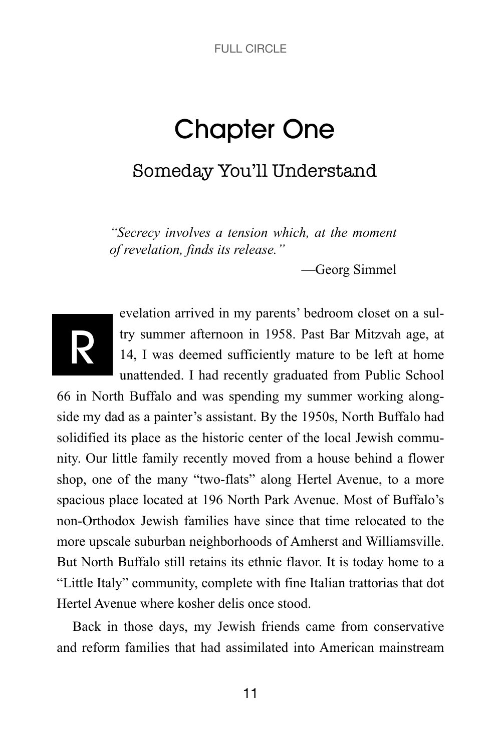# Chapter One

## Someday You'll Understand

> *"Secrecy involves a tension which, at the moment of revelation, finds its release."*
>
> —Georg Simmel

Revelation arrived in my parents' bedroom closet on a sultry summer afternoon in 1958. Past Bar Mitzvah age, at 14, I was deemed sufficiently mature to be left at home unattended. I had recently graduated from Public School 66 in North Buffalo and was spending my summer working alongside my dad as a painter's assistant. By the 1950s, North Buffalo had solidified its place as the historic center of the local Jewish community. Our little family recently moved from a house behind a flower shop, one of the many "two-flats" along Hertel Avenue, to a more spacious place located at 196 North Park Avenue. Most of Buffalo's non-Orthodox Jewish families have since that time relocated to the more upscale suburban neighborhoods of Amherst and Williamsville. But North Buffalo still retains its ethnic flavor. It is today home to a "Little Italy" community, complete with fine Italian trattorias that dot Hertel Avenue where kosher delis once stood.

Back in those days, my Jewish friends came from conservative and reform families that had assimilated into American mainstream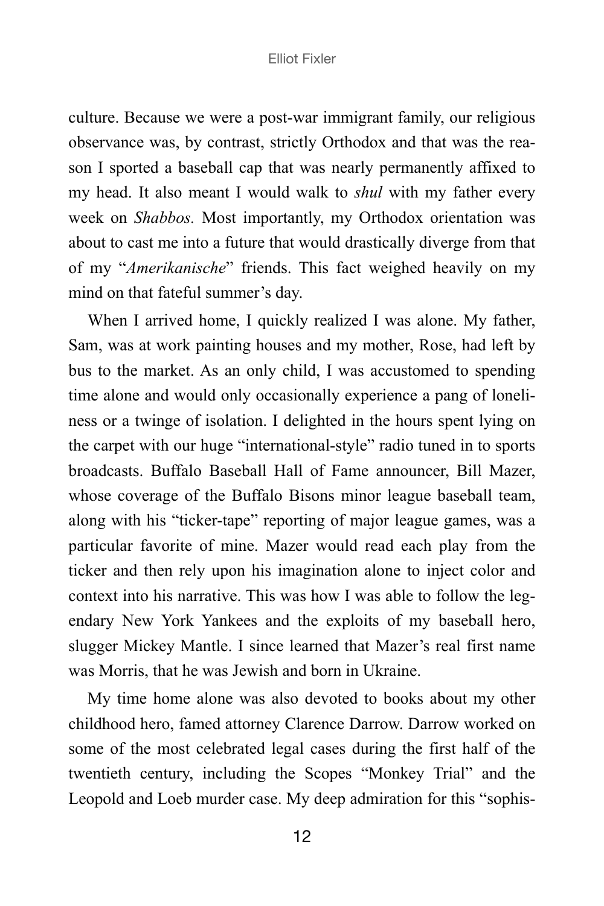culture. Because we were a post-war immigrant family, our religious observance was, by contrast, strictly Orthodox and that was the reason I sported a baseball cap that was nearly permanently affixed to my head. It also meant I would walk to *shul* with my father every week on *Shabbos.* Most importantly, my Orthodox orientation was about to cast me into a future that would drastically diverge from that of my "*Amerikanische*" friends. This fact weighed heavily on my mind on that fateful summer's day.

When I arrived home, I quickly realized I was alone. My father, Sam, was at work painting houses and my mother, Rose, had left by bus to the market. As an only child, I was accustomed to spending time alone and would only occasionally experience a pang of loneliness or a twinge of isolation. I delighted in the hours spent lying on the carpet with our huge "international-style" radio tuned in to sports broadcasts. Buffalo Baseball Hall of Fame announcer, Bill Mazer, whose coverage of the Buffalo Bisons minor league baseball team, along with his "ticker-tape" reporting of major league games, was a particular favorite of mine. Mazer would read each play from the ticker and then rely upon his imagination alone to inject color and context into his narrative. This was how I was able to follow the legendary New York Yankees and the exploits of my baseball hero, slugger Mickey Mantle. I since learned that Mazer's real first name was Morris, that he was Jewish and born in Ukraine.

My time home alone was also devoted to books about my other childhood hero, famed attorney Clarence Darrow. Darrow worked on some of the most celebrated legal cases during the first half of the twentieth century, including the Scopes "Monkey Trial" and the Leopold and Loeb murder case. My deep admiration for this "sophis-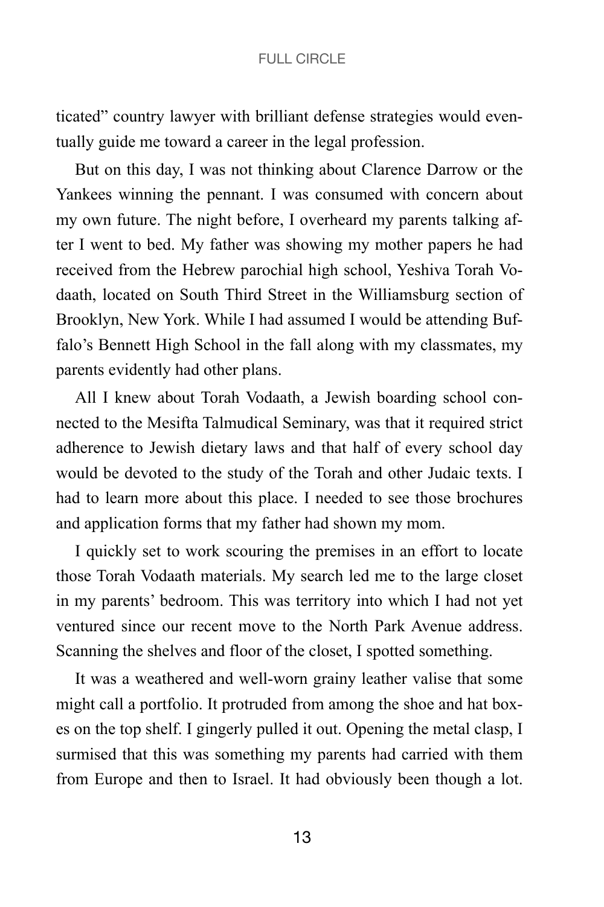ticated" country lawyer with brilliant defense strategies would eventually guide me toward a career in the legal profession.

But on this day, I was not thinking about Clarence Darrow or the Yankees winning the pennant. I was consumed with concern about my own future. The night before, I overheard my parents talking after I went to bed. My father was showing my mother papers he had received from the Hebrew parochial high school, Yeshiva Torah Vodaath, located on South Third Street in the Williamsburg section of Brooklyn, New York. While I had assumed I would be attending Buffalo's Bennett High School in the fall along with my classmates, my parents evidently had other plans.

All I knew about Torah Vodaath, a Jewish boarding school connected to the Mesifta Talmudical Seminary, was that it required strict adherence to Jewish dietary laws and that half of every school day would be devoted to the study of the Torah and other Judaic texts. I had to learn more about this place. I needed to see those brochures and application forms that my father had shown my mom.

I quickly set to work scouring the premises in an effort to locate those Torah Vodaath materials. My search led me to the large closet in my parents' bedroom. This was territory into which I had not yet ventured since our recent move to the North Park Avenue address. Scanning the shelves and floor of the closet, I spotted something.

It was a weathered and well-worn grainy leather valise that some might call a portfolio. It protruded from among the shoe and hat boxes on the top shelf. I gingerly pulled it out. Opening the metal clasp, I surmised that this was something my parents had carried with them from Europe and then to Israel. It had obviously been though a lot.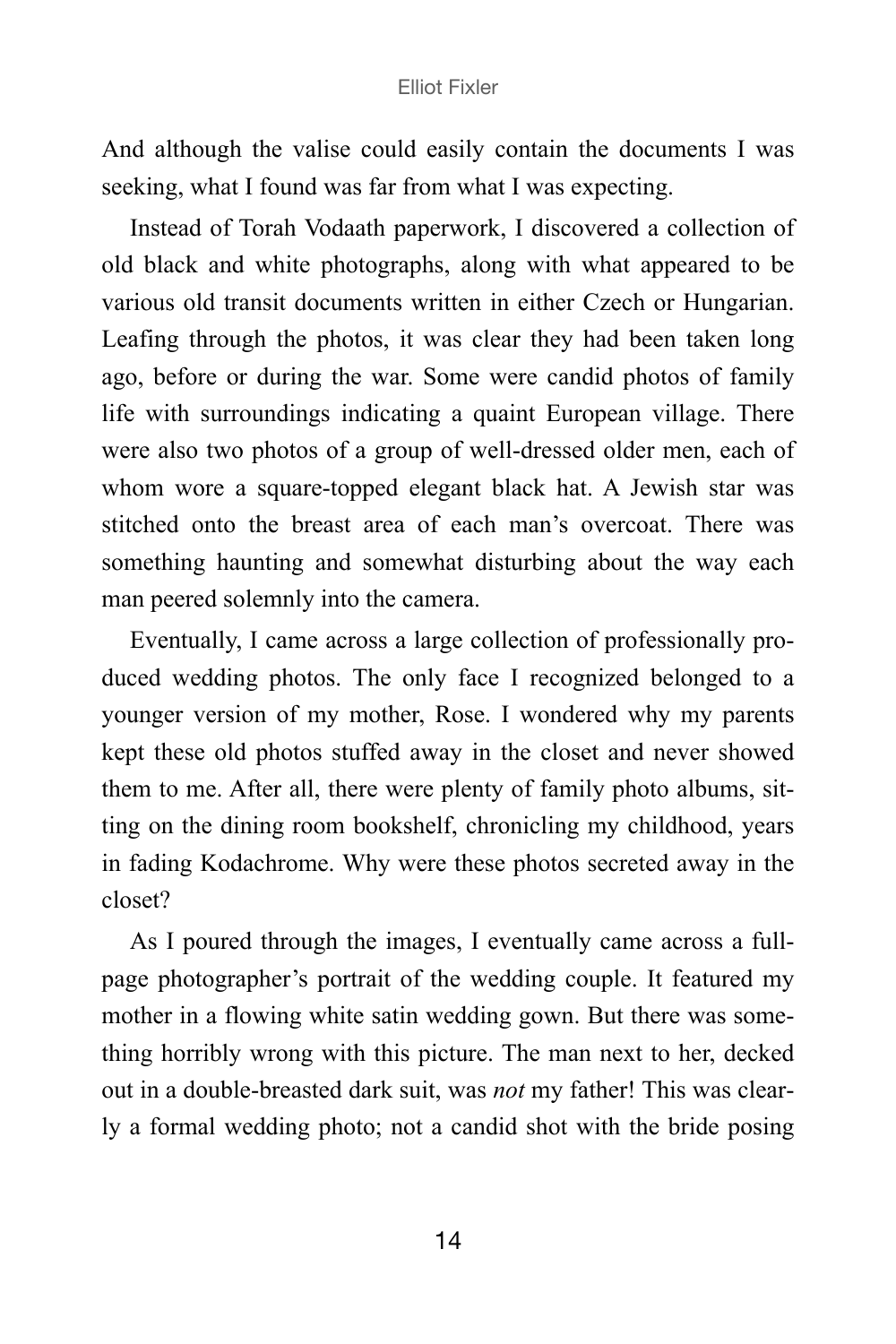And although the valise could easily contain the documents I was seeking, what I found was far from what I was expecting.

Instead of Torah Vodaath paperwork, I discovered a collection of old black and white photographs, along with what appeared to be various old transit documents written in either Czech or Hungarian. Leafing through the photos, it was clear they had been taken long ago, before or during the war. Some were candid photos of family life with surroundings indicating a quaint European village. There were also two photos of a group of well-dressed older men, each of whom wore a square-topped elegant black hat. A Jewish star was stitched onto the breast area of each man's overcoat. There was something haunting and somewhat disturbing about the way each man peered solemnly into the camera.

Eventually, I came across a large collection of professionally produced wedding photos. The only face I recognized belonged to a younger version of my mother, Rose. I wondered why my parents kept these old photos stuffed away in the closet and never showed them to me. After all, there were plenty of family photo albums, sitting on the dining room bookshelf, chronicling my childhood, years in fading Kodachrome. Why were these photos secreted away in the closet?

As I poured through the images, I eventually came across a full-page photographer's portrait of the wedding couple. It featured my mother in a flowing white satin wedding gown. But there was something horribly wrong with this picture. The man next to her, decked out in a double-breasted dark suit, was *not* my father! This was clearly a formal wedding photo; not a candid shot with the bride posing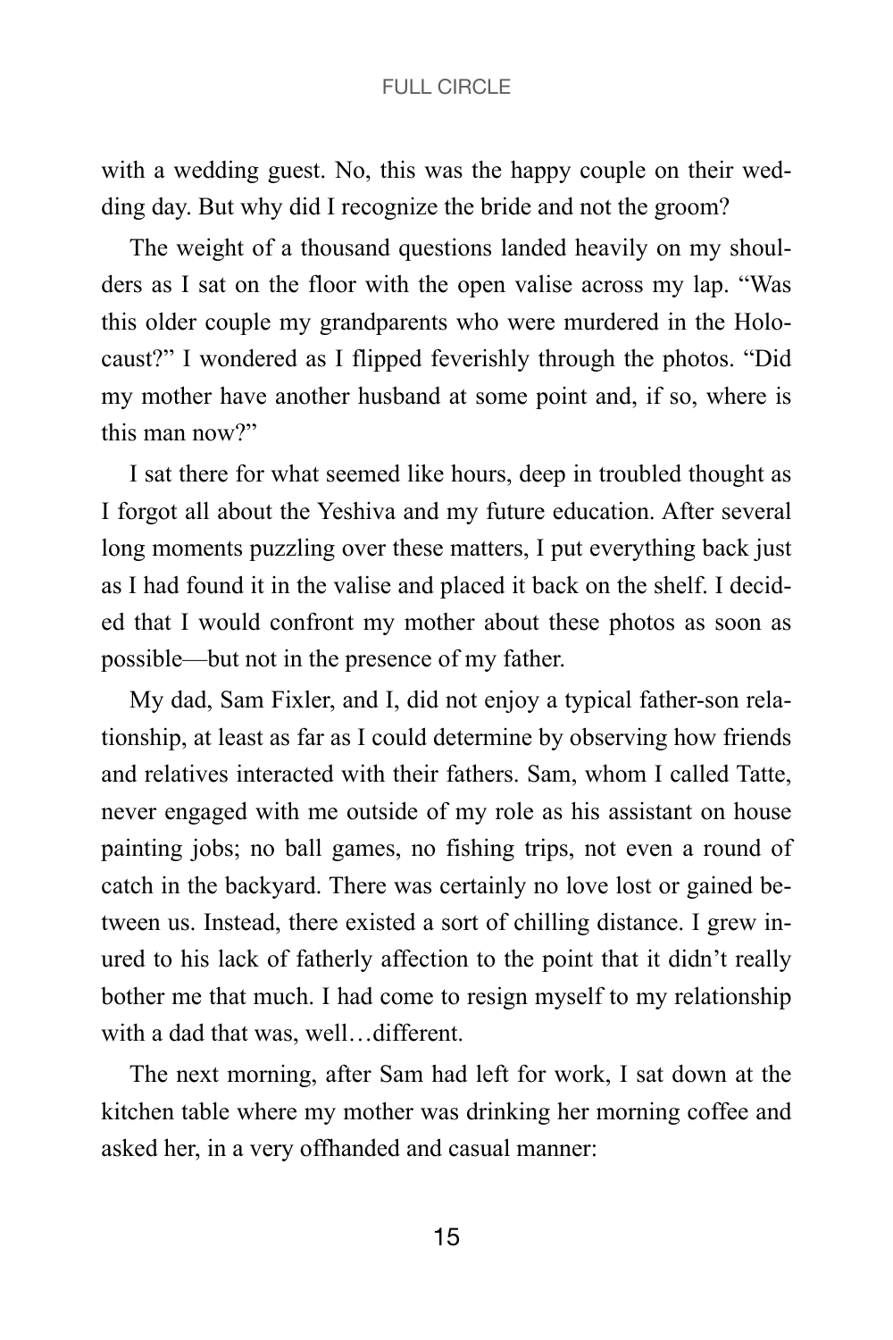with a wedding guest. No, this was the happy couple on their wedding day. But why did I recognize the bride and not the groom?

The weight of a thousand questions landed heavily on my shoulders as I sat on the floor with the open valise across my lap. "Was this older couple my grandparents who were murdered in the Holocaust?" I wondered as I flipped feverishly through the photos. "Did my mother have another husband at some point and, if so, where is this man now?"

I sat there for what seemed like hours, deep in troubled thought as I forgot all about the Yeshiva and my future education. After several long moments puzzling over these matters, I put everything back just as I had found it in the valise and placed it back on the shelf. I decided that I would confront my mother about these photos as soon as possible—but not in the presence of my father.

My dad, Sam Fixler, and I, did not enjoy a typical father-son relationship, at least as far as I could determine by observing how friends and relatives interacted with their fathers. Sam, whom I called Tatte, never engaged with me outside of my role as his assistant on house painting jobs; no ball games, no fishing trips, not even a round of catch in the backyard. There was certainly no love lost or gained between us. Instead, there existed a sort of chilling distance. I grew inured to his lack of fatherly affection to the point that it didn't really bother me that much. I had come to resign myself to my relationship with a dad that was, well…different.

The next morning, after Sam had left for work, I sat down at the kitchen table where my mother was drinking her morning coffee and asked her, in a very offhanded and casual manner: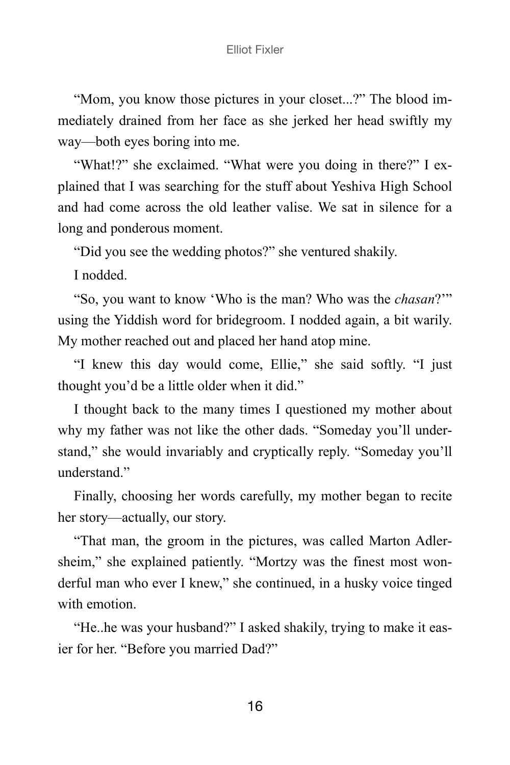"Mom, you know those pictures in your closet...?" The blood immediately drained from her face as she jerked her head swiftly my way—both eyes boring into me.

"What!?" she exclaimed. "What were you doing in there?" I explained that I was searching for the stuff about Yeshiva High School and had come across the old leather valise. We sat in silence for a long and ponderous moment.

"Did you see the wedding photos?" she ventured shakily.

I nodded.

"So, you want to know 'Who is the man? Who was the *chasan*?'" using the Yiddish word for bridegroom. I nodded again, a bit warily. My mother reached out and placed her hand atop mine.

"I knew this day would come, Ellie," she said softly. "I just thought you'd be a little older when it did."

I thought back to the many times I questioned my mother about why my father was not like the other dads. "Someday you'll understand," she would invariably and cryptically reply. "Someday you'll understand."

Finally, choosing her words carefully, my mother began to recite her story—actually, our story.

"That man, the groom in the pictures, was called Marton Adlersheim," she explained patiently. "Mortzy was the finest most wonderful man who ever I knew," she continued, in a husky voice tinged with emotion.

"He..he was your husband?" I asked shakily, trying to make it easier for her. "Before you married Dad?"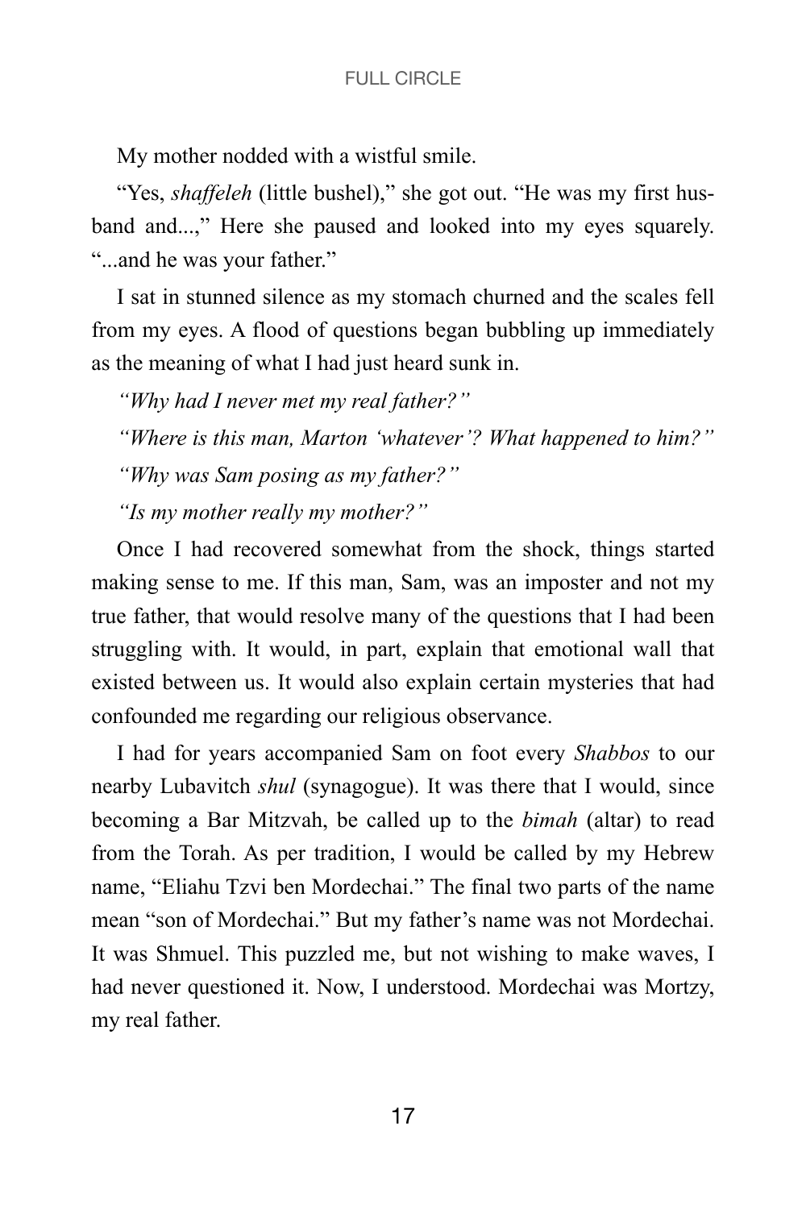My mother nodded with a wistful smile.

"Yes, *shaffeleh* (little bushel)," she got out. "He was my first husband and...," Here she paused and looked into my eyes squarely. "...and he was your father."

I sat in stunned silence as my stomach churned and the scales fell from my eyes. A flood of questions began bubbling up immediately as the meaning of what I had just heard sunk in.

*"Why had I never met my real father?"*

*"Where is this man, Marton 'whatever'? What happened to him?"*

*"Why was Sam posing as my father?"*

*"Is my mother really my mother?"*

Once I had recovered somewhat from the shock, things started making sense to me. If this man, Sam, was an imposter and not my true father, that would resolve many of the questions that I had been struggling with. It would, in part, explain that emotional wall that existed between us. It would also explain certain mysteries that had confounded me regarding our religious observance.

I had for years accompanied Sam on foot every *Shabbos* to our nearby Lubavitch *shul* (synagogue). It was there that I would, since becoming a Bar Mitzvah, be called up to the *bimah* (altar) to read from the Torah. As per tradition, I would be called by my Hebrew name, "Eliahu Tzvi ben Mordechai." The final two parts of the name mean "son of Mordechai." But my father's name was not Mordechai. It was Shmuel. This puzzled me, but not wishing to make waves, I had never questioned it. Now, I understood. Mordechai was Mortzy, my real father.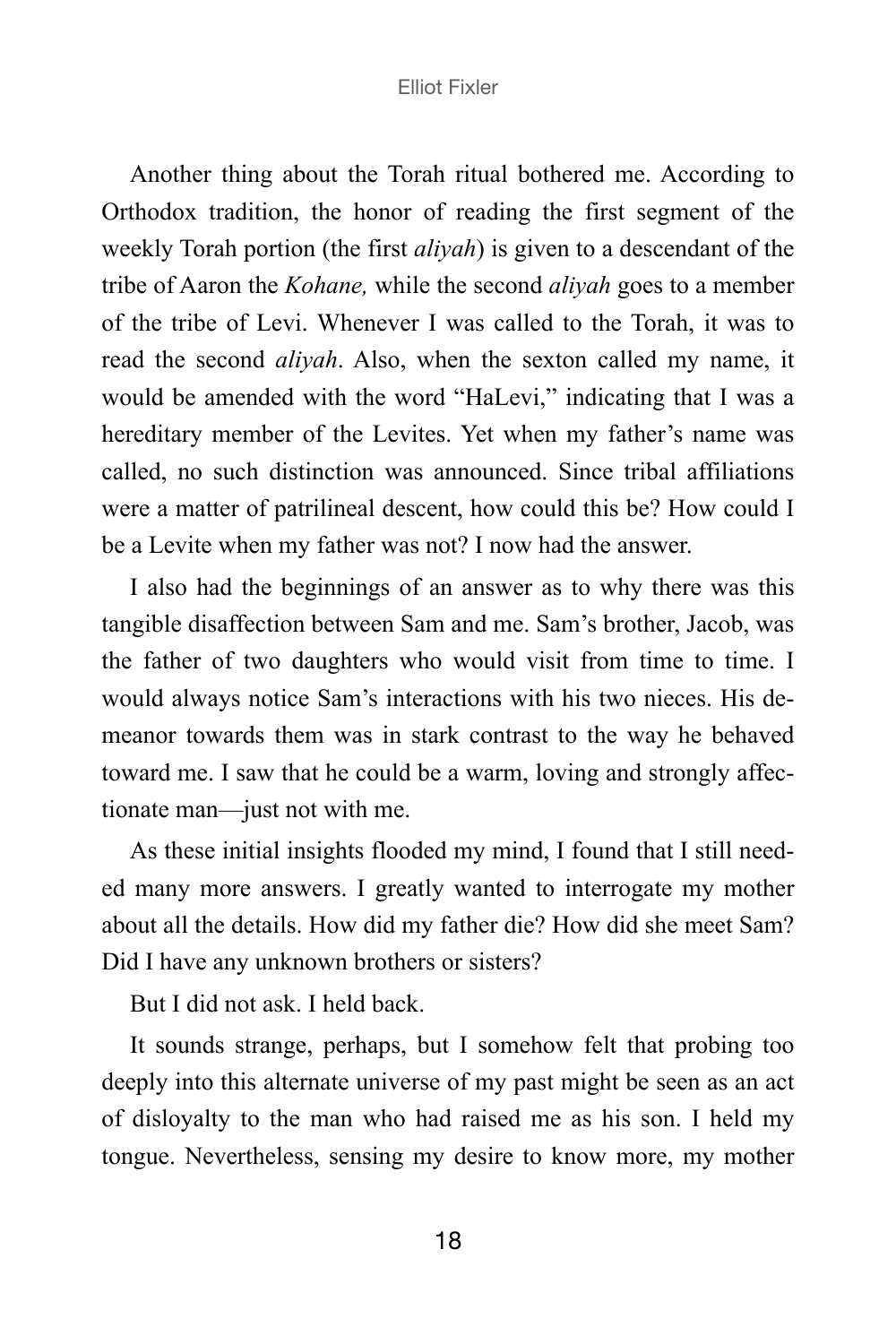Another thing about the Torah ritual bothered me. According to Orthodox tradition, the honor of reading the first segment of the weekly Torah portion (the first *aliyah*) is given to a descendant of the tribe of Aaron the *Kohane,* while the second *aliyah* goes to a member of the tribe of Levi. Whenever I was called to the Torah, it was to read the second *aliyah*. Also, when the sexton called my name, it would be amended with the word "HaLevi," indicating that I was a hereditary member of the Levites. Yet when my father's name was called, no such distinction was announced. Since tribal affiliations were a matter of patrilineal descent, how could this be? How could I be a Levite when my father was not? I now had the answer.

I also had the beginnings of an answer as to why there was this tangible disaffection between Sam and me. Sam's brother, Jacob, was the father of two daughters who would visit from time to time. I would always notice Sam's interactions with his two nieces. His demeanor towards them was in stark contrast to the way he behaved toward me. I saw that he could be a warm, loving and strongly affectionate man—just not with me.

As these initial insights flooded my mind, I found that I still needed many more answers. I greatly wanted to interrogate my mother about all the details. How did my father die? How did she meet Sam? Did I have any unknown brothers or sisters?

But I did not ask. I held back.

It sounds strange, perhaps, but I somehow felt that probing too deeply into this alternate universe of my past might be seen as an act of disloyalty to the man who had raised me as his son. I held my tongue. Nevertheless, sensing my desire to know more, my mother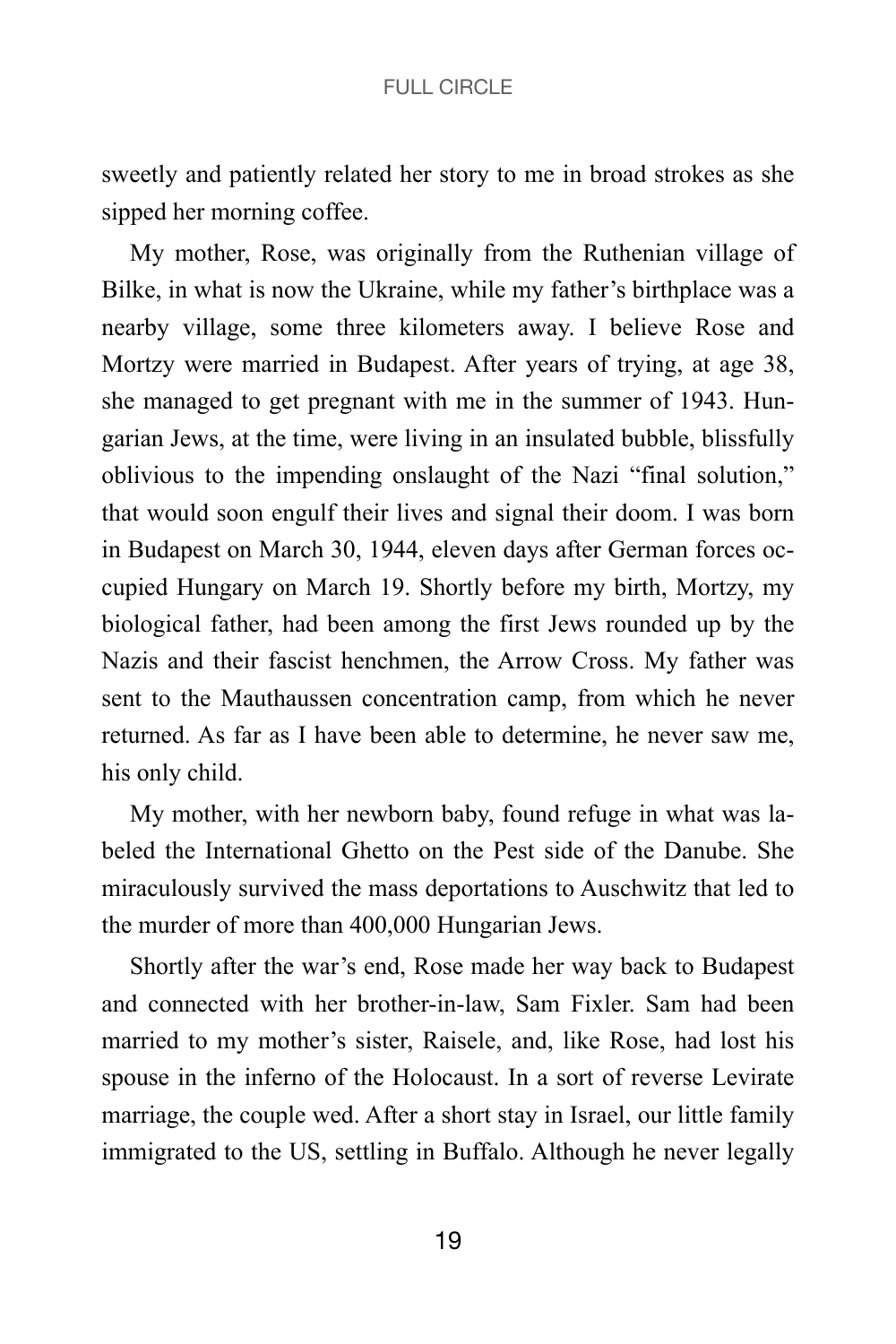sweetly and patiently related her story to me in broad strokes as she sipped her morning coffee.

My mother, Rose, was originally from the Ruthenian village of Bilke, in what is now the Ukraine, while my father's birthplace was a nearby village, some three kilometers away. I believe Rose and Mortzy were married in Budapest. After years of trying, at age 38, she managed to get pregnant with me in the summer of 1943. Hungarian Jews, at the time, were living in an insulated bubble, blissfully oblivious to the impending onslaught of the Nazi "final solution," that would soon engulf their lives and signal their doom. I was born in Budapest on March 30, 1944, eleven days after German forces occupied Hungary on March 19. Shortly before my birth, Mortzy, my biological father, had been among the first Jews rounded up by the Nazis and their fascist henchmen, the Arrow Cross. My father was sent to the Mauthaussen concentration camp, from which he never returned. As far as I have been able to determine, he never saw me, his only child.

My mother, with her newborn baby, found refuge in what was labeled the International Ghetto on the Pest side of the Danube. She miraculously survived the mass deportations to Auschwitz that led to the murder of more than 400,000 Hungarian Jews.

Shortly after the war's end, Rose made her way back to Budapest and connected with her brother-in-law, Sam Fixler. Sam had been married to my mother's sister, Raisele, and, like Rose, had lost his spouse in the inferno of the Holocaust. In a sort of reverse Levirate marriage, the couple wed. After a short stay in Israel, our little family immigrated to the US, settling in Buffalo. Although he never legally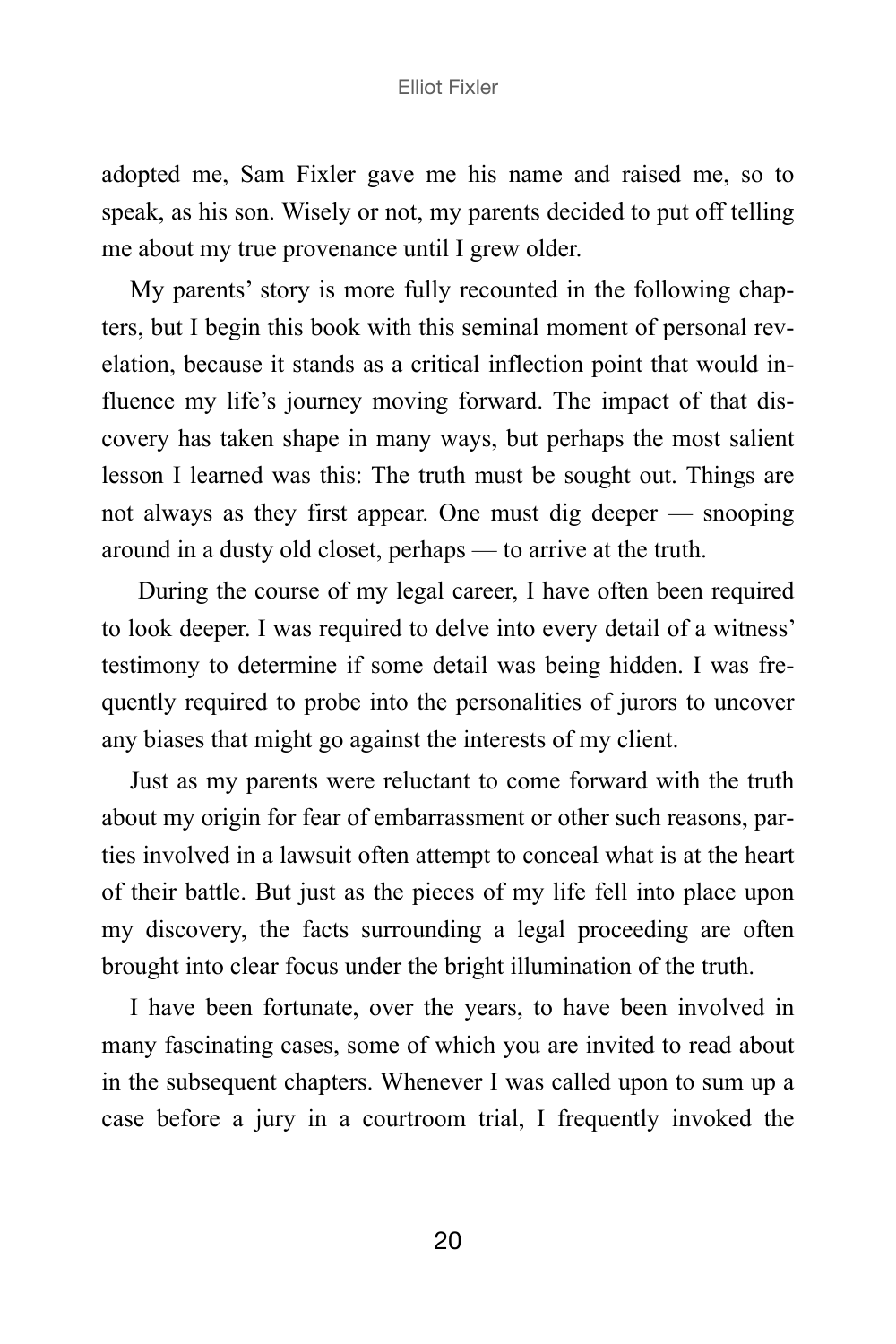adopted me, Sam Fixler gave me his name and raised me, so to speak, as his son. Wisely or not, my parents decided to put off telling me about my true provenance until I grew older.

My parents' story is more fully recounted in the following chapters, but I begin this book with this seminal moment of personal revelation, because it stands as a critical inflection point that would influence my life's journey moving forward. The impact of that discovery has taken shape in many ways, but perhaps the most salient lesson I learned was this: The truth must be sought out. Things are not always as they first appear. One must dig deeper — snooping around in a dusty old closet, perhaps — to arrive at the truth.

During the course of my legal career, I have often been required to look deeper. I was required to delve into every detail of a witness' testimony to determine if some detail was being hidden. I was frequently required to probe into the personalities of jurors to uncover any biases that might go against the interests of my client.

Just as my parents were reluctant to come forward with the truth about my origin for fear of embarrassment or other such reasons, parties involved in a lawsuit often attempt to conceal what is at the heart of their battle. But just as the pieces of my life fell into place upon my discovery, the facts surrounding a legal proceeding are often brought into clear focus under the bright illumination of the truth.

I have been fortunate, over the years, to have been involved in many fascinating cases, some of which you are invited to read about in the subsequent chapters. Whenever I was called upon to sum up a case before a jury in a courtroom trial, I frequently invoked the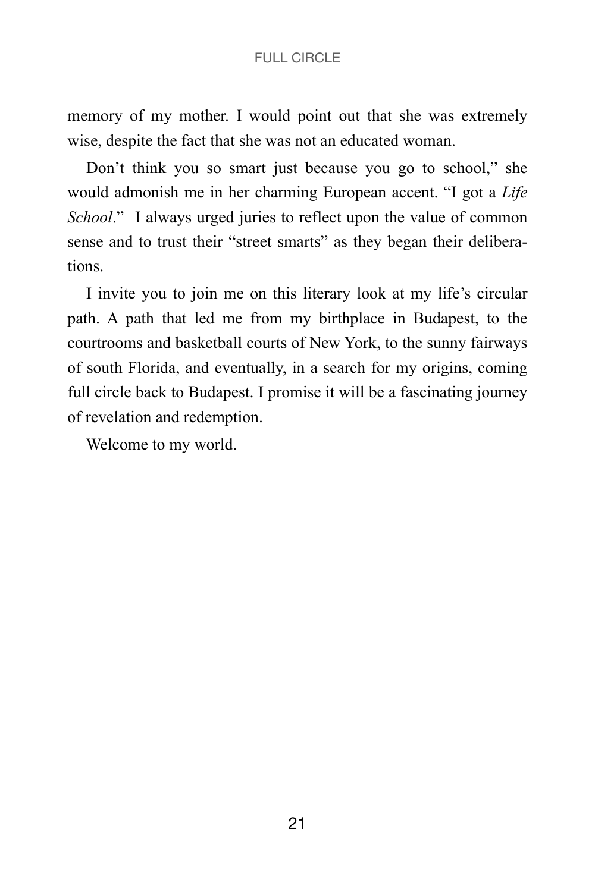memory of my mother. I would point out that she was extremely wise, despite the fact that she was not an educated woman.

Don't think you so smart just because you go to school," she would admonish me in her charming European accent. "I got a *Life School*." I always urged juries to reflect upon the value of common sense and to trust their "street smarts" as they began their deliberations.

I invite you to join me on this literary look at my life's circular path. A path that led me from my birthplace in Budapest, to the courtrooms and basketball courts of New York, to the sunny fairways of south Florida, and eventually, in a search for my origins, coming full circle back to Budapest. I promise it will be a fascinating journey of revelation and redemption.

Welcome to my world.